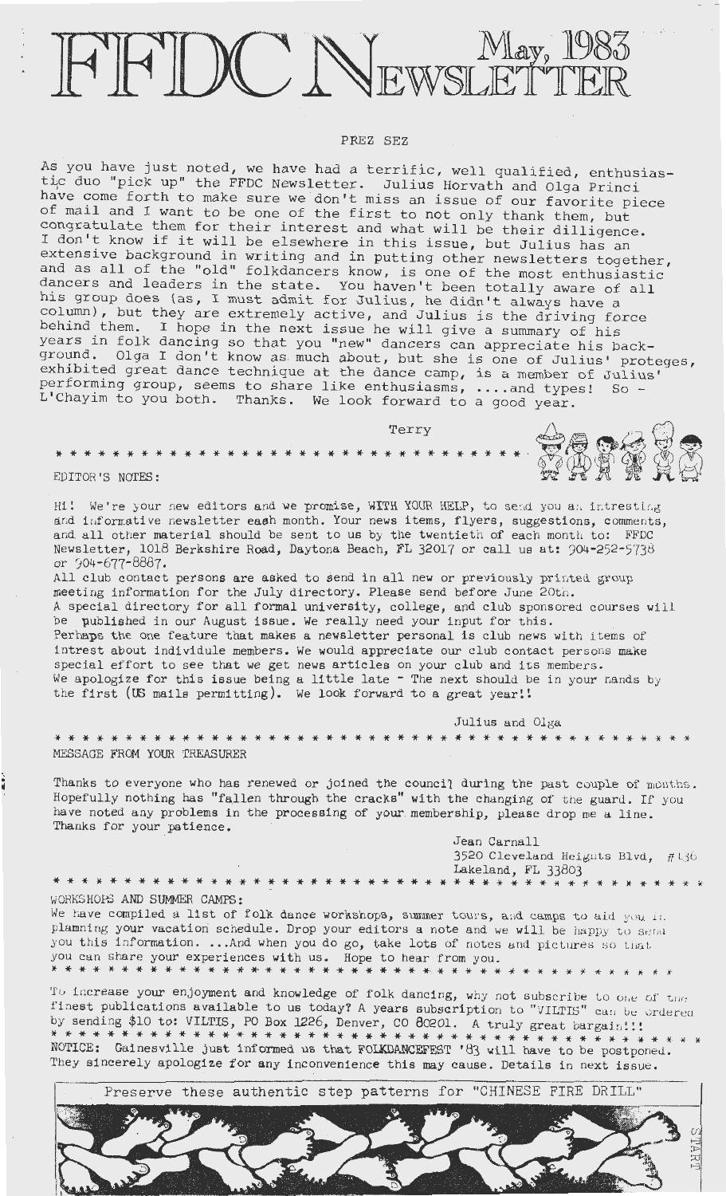# FFDC NEWSLETTER May, 1983

## PREZ SEZ

As you have just noted, we have had a terrific, well qualified, enthusiastic duo "pick up" the FFDC Newsletter. Julius Horvath and Olga Princi have come forth to make sure we don't miss an issue of our favorite piece of mail and I want to be one of the first to not only thank them, but congratulate them for their interest and what will be their dilligence. I don't know if it will be elsewhere in this issue, but Julius has an extensive background in writing and in putting other newsletters together, and as all of the "old" folkdancers know, is one of the most enthusiastic dancers and leaders in the state. You haven't been totally aware of all his group does (as, I must admit for Julius, he didn't always have a column), but they are extremely active, and Julius is the driving force behind them. I hope in the next issue he will give a summary of his years in folk dancing so that you "new" dancers can appreciate his background. Olga I don't know as much about, but she is one of Julius' proteges, exhibited great dance technique at the dance camp, is a member of Julius' performing group, seems to share like enthusiasms, ....and types! So - L'Chayim to you both. Thanks. We look forward to a good year.

Terry

* * * * * * * * * * * * * * * * * * * * * * * * * * * * * * *

## EDITOR'S NOTES:

Hi! We're your new editors and we promise, WITH YOUR HELP, to send you an intresting and informative newsletter each month. Your news items, flyers, suggestions, comments, and all other material should be sent to us by the twentieth of each month to: FFDC Newsletter, 1018 Berkshire Road, Daytona Beach, FL 32017 or call us at: 904-252-5738 or 904-677-8887.

All club contact persons are asked to send in all new or previously printed group meeting information for the July directory. Please send before June 20th.

A special directory for all formal university, college, and club sponsored courses will be published in our August issue. We really need your input for this.

Perhaps the one feature that makes a newsletter personal is club news with items of intrest about individule members. We would appreciate our club contact persons make special effort to see that we get news articles on your club and its members.

We apologize for this issue being a little late - The next should be in your hands by the first (US mails permitting). We look forward to a great year!!

Julius and Olga

* * * * * * * * * * * * * * * * * * * * * * * * * * * * * * * * * * * * * * * * * * * * *

## MESSAGE FROM YOUR TREASURER

Thanks to everyone who has renewed or joined the council during the past couple of months. Hopefully nothing has "fallen through the cracks" with the changing of the guard. If you have noted any problems in the processing of your membership, please drop me a line. Thanks for your patience.

Jean Carnall
3520 Cleveland Heights Blvd, #136
Lakeland, FL 33803

* * * * * * * * * * * * * * * * * * * * * * * * * * * * * * * * * * * * * * * * * * * * *

## WORKSHOPS AND SUMMER CAMPS:

We have compiled a list of folk dance workshops, summer tours, and camps to aid you in planning your vacation schedule. Drop your editors a note and we will be happy to send you this information. ...And when you do go, take lots of notes and pictures so that you can share your experiences with us. Hope to hear from you.

* * * * * * * * * * * * * * * * * * * * * * * * * * * * * * * * * * * * * * * * * * * * *

To increase your enjoyment and knowledge of folk dancing, why not subscribe to one of the finest publications available to us today? A years subscription to "VILTIS" can be ordered by sending $10 to: VILTIS, PO Box 1226, Denver, CO 80201. A truly great bargain!!!

* * * * * * * * * * * * * * * * * * * * * * * * * * * * * * * * * * * * * * * * * * * * *

NOTICE: Gainesville just informed us that FOLKDANCEFEST '83 will have to be postponed. They sincerely apologize for any inconvenience this may cause. Details in next issue.

Preserve these authentic step patterns for "CHINESE FIRE DRILL"

START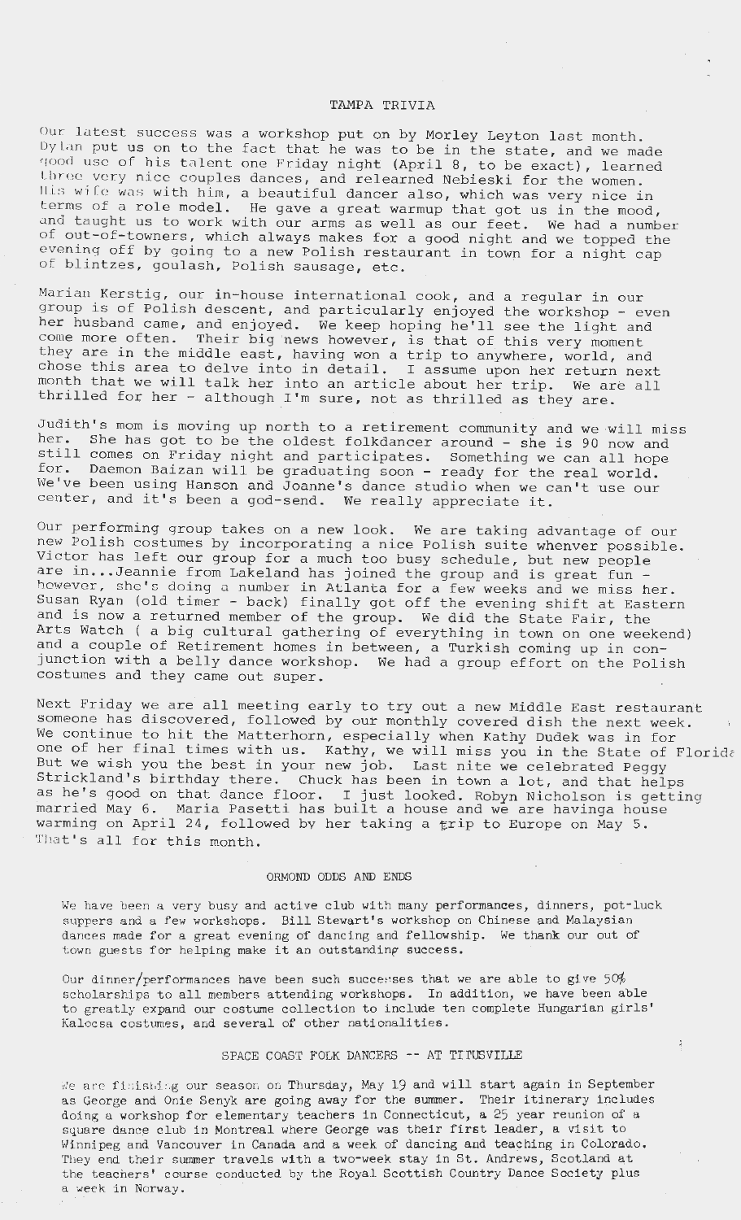## TAMPA TRIVIA

Our latest success was a workshop put on by Morley Leyton last month. Dylan put us on to the fact that he was to be in the state, and we made good use of his talent one Friday night (April 8, to be exact), learned three very nice couples dances, and relearned Nebieski for the women. His wife was with him, a beautiful dancer also, which was very nice in terms of a role model. He gave a great warmup that got us in the mood, and taught us to work with our arms as well as our feet. We had a number of out-of-towners, which always makes for a good night and we topped the evening off by going to a new Polish restaurant in town for a night cap of blintzes, goulash, Polish sausage, etc.

Marian Kerstig, our in-house international cook, and a regular in our group is of Polish descent, and particularly enjoyed the workshop - even her husband came, and enjoyed. We keep hoping he'll see the light and come more often. Their big news however, is that of this very moment they are in the middle east, having won a trip to anywhere, world, and chose this area to delve into in detail. I assume upon her return next month that we will talk her into an article about her trip. We are all thrilled for her - although I'm sure, not as thrilled as they are.

Judith's mom is moving up north to a retirement community and we will miss her. She has got to be the oldest folkdancer around - she is 90 now and still comes on Friday night and participates. Something we can all hope for. Daemon Baizan will be graduating soon - ready for the real world. We've been using Hanson and Joanne's dance studio when we can't use our center, and it's been a god-send. We really appreciate it.

Our performing group takes on a new look. We are taking advantage of our new Polish costumes by incorporating a nice Polish suite whenver possible. Victor has left our group for a much too busy schedule, but new people are in...Jeannie from Lakeland has joined the group and is great fun - however, she's doing a number in Atlanta for a few weeks and we miss her. Susan Ryan (old timer - back) finally got off the evening shift at Eastern and is now a returned member of the group. We did the State Fair, the Arts Watch ( a big cultural gathering of everything in town on one weekend) and a couple of Retirement homes in between, a Turkish coming up in conjunction with a belly dance workshop. We had a group effort on the Polish costumes and they came out super.

Next Friday we are all meeting early to try out a new Middle East restaurant someone has discovered, followed by our monthly covered dish the next week. We continue to hit the Matterhorn, especially when Kathy Dudek was in for one of her final times with us. Kathy, we will miss you in the State of Florida But we wish you the best in your new job. Last nite we celebrated Peggy Strickland's birthday there. Chuck has been in town a lot, and that helps as he's good on that dance floor. I just looked. Robyn Nicholson is getting married May 6. Maria Pasetti has built a house and we are havinga house warming on April 24, followed by her taking a trip to Europe on May 5. That's all for this month.

## ORMOND ODDS AND ENDS

We have been a very busy and active club with many performances, dinners, pot-luck suppers and a few workshops. Bill Stewart's workshop on Chinese and Malaysian dances made for a great evening of dancing and fellowship. We thank our out of town guests for helping make it an outstanding success.

Our dinner/performances have been such successes that we are able to give 50% scholarships to all members attending workshops. In addition, we have been able to greatly expand our costume collection to include ten complete Hungarian girls' Kalocsa costumes, and several of other nationalities.

## SPACE COAST FOLK DANCERS -- AT TITUSVILLE

We are finishing our season on Thursday, May 19 and will start again in September as George and Onie Senyk are going away for the summer. Their itinerary includes doing a workshop for elementary teachers in Connecticut, a 25 year reunion of a square dance club in Montreal where George was their first leader, a visit to Winnipeg and Vancouver in Canada and a week of dancing and teaching in Colorado. They end their summer travels with a two-week stay in St. Andrews, Scotland at the teachers' course conducted by the Royal Scottish Country Dance Society plus a week in Norway.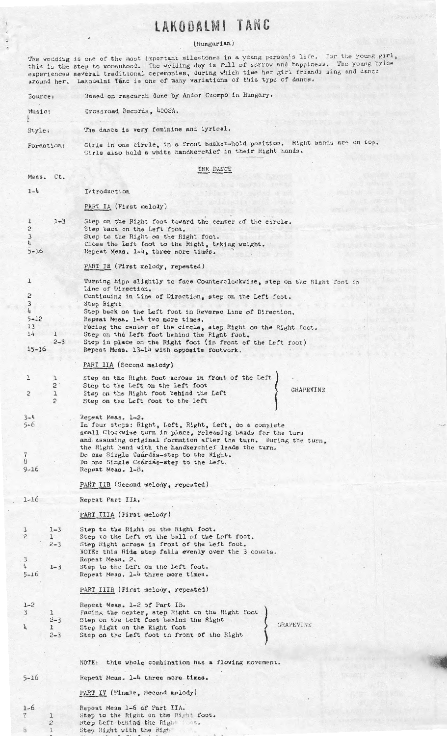# LAKODALMI TANC

(Hungarian)

The wedding is one of the most important milestones in a young person's life. For the young girl, this is the step to womanhood. The wedding day is full of sorrow and happiness. The young bride experiences several traditional ceremonies, during which time her girl friends sing and dance around her. Lakodalmi Tánc is one of many variations of this type of dance.

Source: Based on research done by Andor Czompo in Hungary.

Music: Crossroad Records, 4002A.

Style: The dance is very feminine and lyrical.

Formation: Girls in one circle, in a front basket-hold position. Right hands are on top. Girls also hold a white handkerchief in their Right hands.

## THE DANCE

| Meas. | Ct. | |
|---|---|---|
| 1-4 | | Introduction |
| | | **PART IA** (First melody) |
| 1 | 1-3 | Step on the Right foot toward the center of the circle. |
| 2 | | Step back on the Left foot. |
| 3 | | Step to the Right on the Right foot. |
| 4 | | Close the Left foot to the Right, taking weight. |
| 5-16 | | Repeat Meas. 1-4, three more times. |
| | | **PART IB** (First melody, repeated) |
| 1 | | Turning hips slightly to face Counterclockwise, step on the Right foot in Line of Direction. |
| 2 | | Continuing in Line of Direction, step on the Left foot. |
| 3 | | Step Right |
| 4 | | Step back on the Left foot in Reverse Line of Direction. |
| 5-12 | | Repeat Meas. 1-4 two more times. |
| 13 | | Facing the center of the circle, step Right on the Right foot. |
| 14 | 1 | Step on the Left foot behind the Right foot. |
| | 2-3 | Step in place on the Right foot (in front of the Left foot) |
| 15-16 | | Repeat Meas. 13-14 with opposite footwork. |
| | | **PART IIA** (Second melody) |
| 1 | 1 | Step on the Right foot across in front of the Left (GRAPEVINE) |
| | 2 | Step to the Left on the Left foot |
| 2 | 1 | Step on the Right foot behind the Left |
| | 2 | Step on the Left foot to the Left |
| 3-4 | | Repeat Meas. 1-2. |
| 5-6 | | In four steps: Right, Left, Right, Left, do a complete small Clockwise turn in place, releasing hands for the turn and assuming original formation after the turn. During the turn, the Right hand with the handkerchief leads the turn. |
| 7 | | Do one Single Csárdás-step to the Right. |
| 8 | | Do one Single Csárdás-step to the Left. |
| 9-16 | | Repeat Meas. 1-8. |
| | | **PART IIB** (Second melody, repeated) |
| 1-16 | | Repeat Part IIA. |
| | | **PART IIIA** (First melody) |
| 1 | 1-3 | Step to the Right on the Right foot. |
| 2 | 1 | Step to the Left on the ball of the Left foot. |
| | 2-3 | Step Right across in front of the Left foot. NOTE: this Rida step falls evenly over the 3 counts. |
| 3 | | Repeat Meas. 2. |
| 4 | 1-3 | Step to the Left on the Left foot. |
| 5-16 | | Repeat Meas. 1-4 three more times. |
| | | **PART IIIB** (First melody, repeated) |
| 1-2 | | Repeat Meas. 1-2 of Part IB. |
| 3 | 1 | Facing the center, step Right on the Right foot (GRAPEVINE) |
| | 2-3 | Step on the Left foot behind the Right |
| 4 | 1 | Step Right on the Right foot |
| | 2-3 | Step on the Left foot in front of the Right |
| | | NOTE: this whole combination has a flowing movement. |
| 5-16 | | Repeat Meas. 1-4 three more times. |
| | | **PART IV** (Finale, Second melody) |
| 1-6 | | Repeat Meas 1-6 of Part IIA. |
| 7 | 1 | Step to the Right on the Right foot. |
| | 2 | Step Left behind the Right foot. |
| 8 | 1 | Step Right with the Right foot. |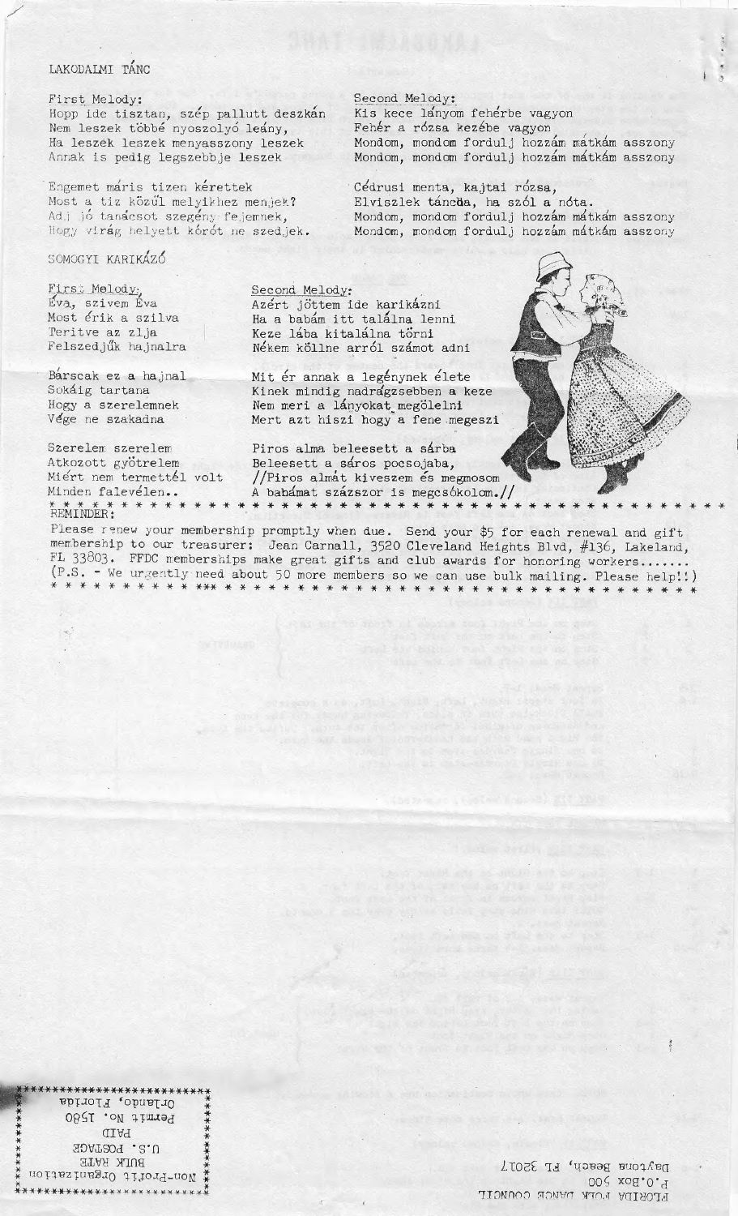LAKODALMI TÁNC

First Melody:
Hopp ide tisztan, szép pallutt deszkán
Nem leszek többé nyoszolyó leány,
Ha leszek leszek menyasszony leszek
Annak is pedig legszebbje leszek

Engemet máris tizen kérettek
Most a tiz közül melyikhez menjek?
Adj jó tanácsot szegény fejemnek,
Hogy virág helyett kórót ne szedjek.

Second Melody:
Kis kece lányom fehérbe vagyon
Fehér a rózsa kezébe vagyon
Mondom, mondom fordulj hozzám mátkám asszony
Mondom, mondom fordulj hozzám mátkám asszony

Cédrusi menta, kajtai rózsa,
Elviszlek táncba, ha szól a nóta.
Mondom, mondom fordulj hozzám mátkám asszony
Mondom, mondom fordulj hozzám mátkám asszony

SOMOGYI KARIKÁZÓ

First Melody:
Éva, szivem Éva
Most érik a szilva
Teritve az alja
Felszedjük hajnalra

Bárscak ez a hajnal
Sokáig tartana
Hogy a szerelemnek
Vége ne szakadna

Szerelem szerelem
Atkozott gyötrelem
Miért nem termettél volt
Minden falevélen..

Second Melody:
Azért jöttem ide karikázni
Ha a babám itt találna lenni
Keze lába kitalálna törni
Nékem köllne arról számot adni

Mit ér annak a legénynek élete
Kinek mindig nadrágzsebben a keze
Nem meri a lányokat megölelni
Mert azt hiszi hogy a fene megeszi

Piros alma beleesett a sárba
Beleesett a sáros pocsojába,
//Piros almát kiveszem és megmosom
A babámat százszor is megcsókolom.//

* * * * * * * * * * * * * * * * * * * * * * * * * * * * * * * * * * * * * * * * * *

REMINDER:

Please renew your membership promptly when due. Send your $5 for each renewal and gift membership to our treasurer: Jean Carnall, 3520 Cleveland Heights Blvd, #136, Lakeland, FL 33803. FFDC memberships make great gifts and club awards for honoring workers.......
(P.S. - We urgently need about 50 more members so we can use bulk mailing. Please help!!)

* * * * * * * * * * * * * * * * * * * * * * * * * * * * * * * * * * * * * * * * * *

FLORIDA FOLK DANCE COUNCIL
P.O.Box 500
Daytona Beach, FL 32017

Non-Profit Organization
BULK RATE
U.S. POSTAGE
PAID
Permit No. 1580
Orlando, Florida